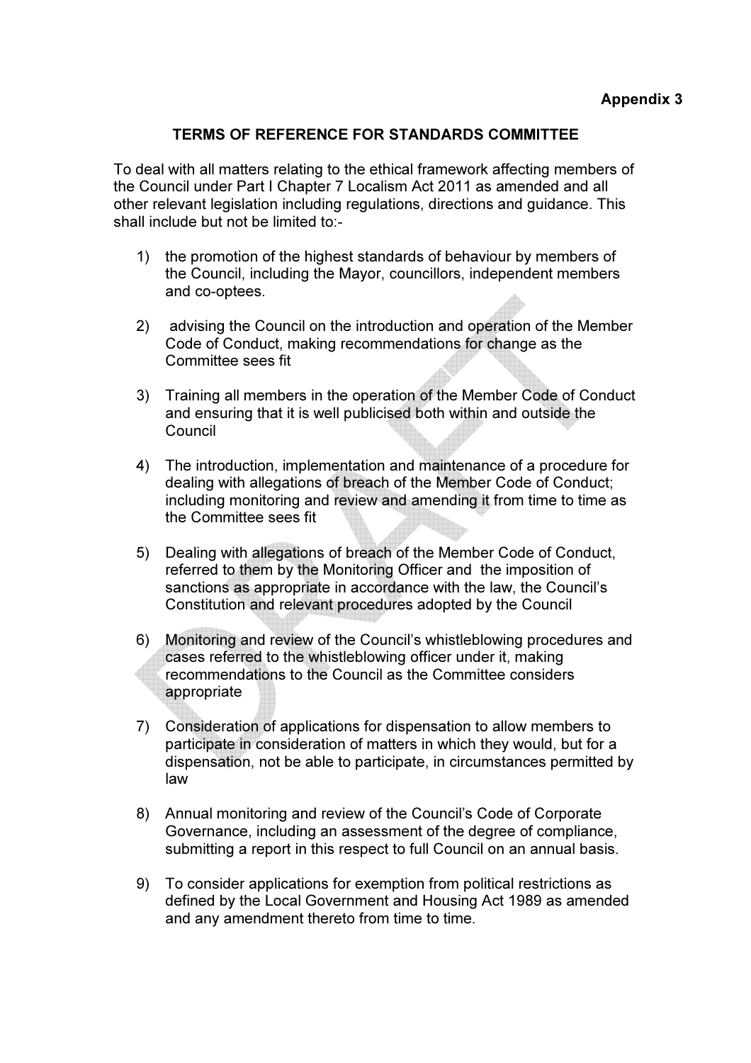**Appendix 3**

## TERMS OF REFERENCE FOR STANDARDS COMMITTEE

To deal with all matters relating to the ethical framework affecting members of the Council under Part I Chapter 7 Localism Act 2011 as amended and all other relevant legislation including regulations, directions and guidance. This shall include but not be limited to:-

1) the promotion of the highest standards of behaviour by members of the Council, including the Mayor, councillors, independent members and co-optees.

2) advising the Council on the introduction and operation of the Member Code of Conduct, making recommendations for change as the Committee sees fit

3) Training all members in the operation of the Member Code of Conduct and ensuring that it is well publicised both within and outside the Council

4) The introduction, implementation and maintenance of a procedure for dealing with allegations of breach of the Member Code of Conduct; including monitoring and review and amending it from time to time as the Committee sees fit

5) Dealing with allegations of breach of the Member Code of Conduct, referred to them by the Monitoring Officer and the imposition of sanctions as appropriate in accordance with the law, the Council's Constitution and relevant procedures adopted by the Council

6) Monitoring and review of the Council's whistleblowing procedures and cases referred to the whistleblowing officer under it, making recommendations to the Council as the Committee considers appropriate

7) Consideration of applications for dispensation to allow members to participate in consideration of matters in which they would, but for a dispensation, not be able to participate, in circumstances permitted by law

8) Annual monitoring and review of the Council's Code of Corporate Governance, including an assessment of the degree of compliance, submitting a report in this respect to full Council on an annual basis.

9) To consider applications for exemption from political restrictions as defined by the Local Government and Housing Act 1989 as amended and any amendment thereto from time to time.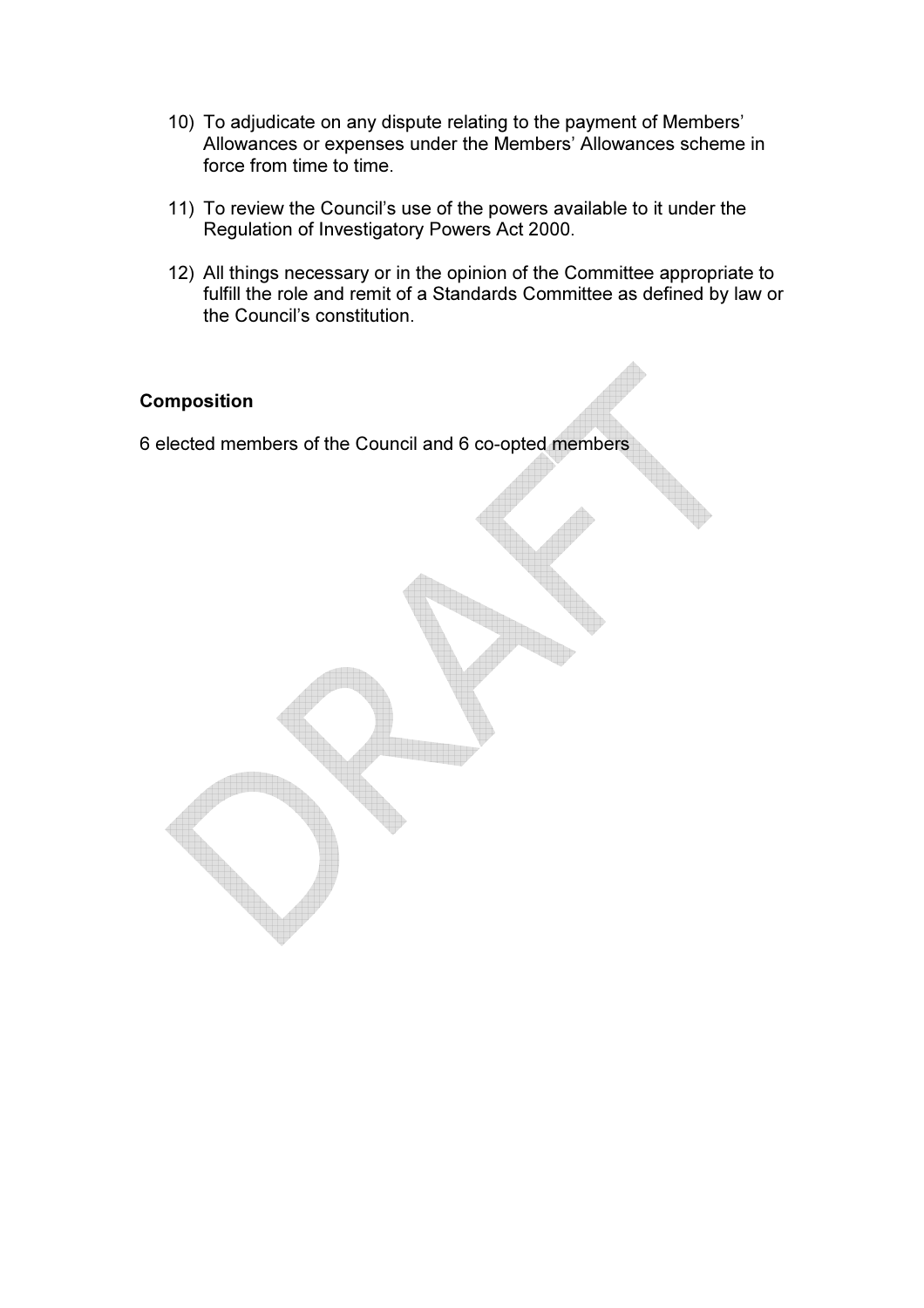10) To adjudicate on any dispute relating to the payment of Members' Allowances or expenses under the Members' Allowances scheme in force from time to time.

11) To review the Council's use of the powers available to it under the Regulation of Investigatory Powers Act 2000.

12) All things necessary or in the opinion of the Committee appropriate to fulfill the role and remit of a Standards Committee as defined by law or the Council's constitution.

**Composition**

6 elected members of the Council and 6 co-opted members